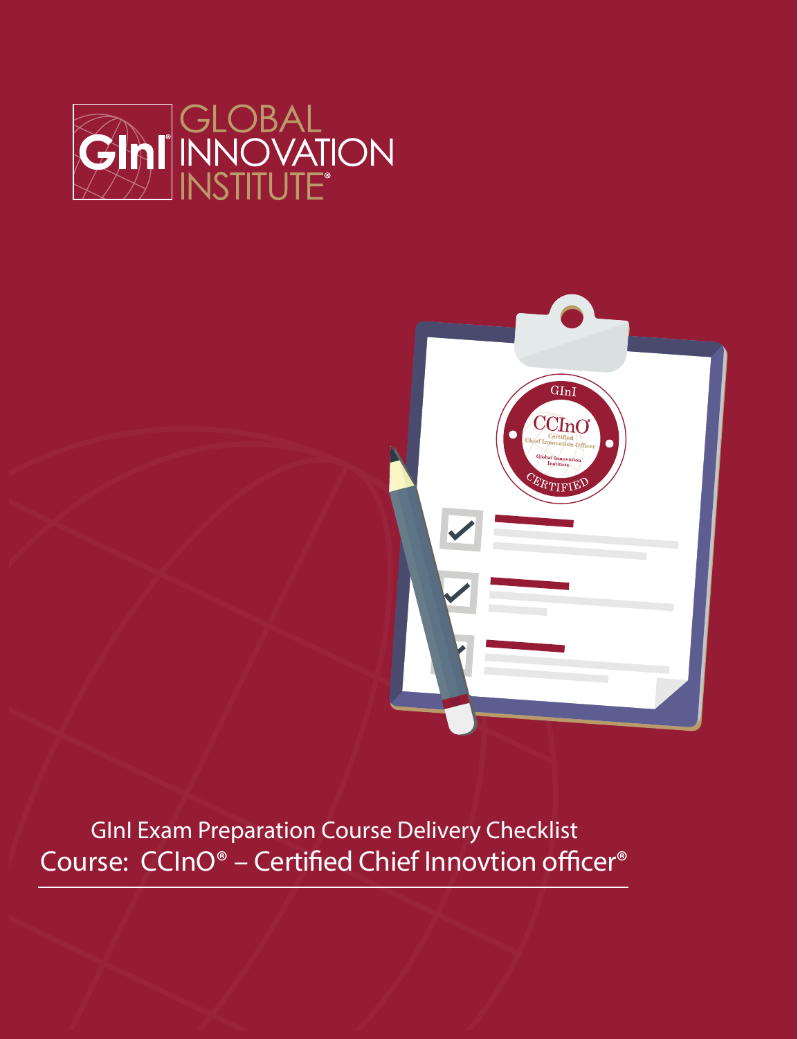GInI® GLOBAL INNOVATION INSTITUTE®

GInI Exam Preparation Course Delivery Checklist

Course: CCInO® – Certified Chief Innovtion officer®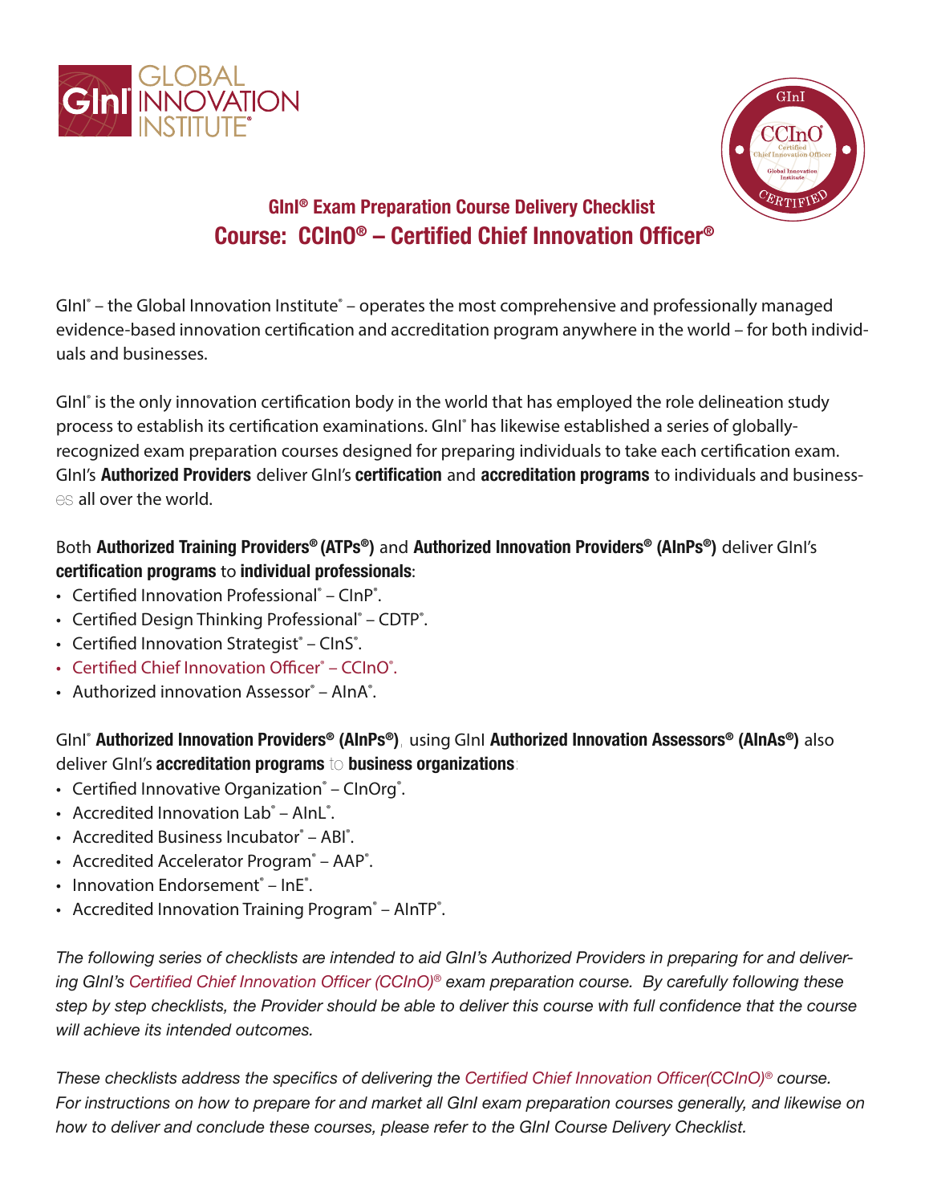## GInI® Exam Preparation Course Delivery Checklist

# Course: CCInO® – Certified Chief Innovation Officer®

GInI® – the Global Innovation Institute® – operates the most comprehensive and professionally managed evidence-based innovation certification and accreditation program anywhere in the world – for both individuals and businesses.

GInI® is the only innovation certification body in the world that has employed the role delineation study process to establish its certification examinations. GInI® has likewise established a series of globally-recognized exam preparation courses designed for preparing individuals to take each certification exam. GInI's **Authorized Providers** deliver GInI's **certification** and **accreditation programs** to individuals and businesses all over the world.

Both **Authorized Training Providers® (ATPs®)** and **Authorized Innovation Providers® (AInPs®)** deliver GInI's **certification programs** to **individual professionals**:

- Certified Innovation Professional® – CInP®.
- Certified Design Thinking Professional® – CDTP®.
- Certified Innovation Strategist® – CInS®.
- Certified Chief Innovation Officer® – CCInO®.
- Authorized innovation Assessor® – AInA®.

GInI® **Authorized Innovation Providers® (AInPs®)**, using GInI **Authorized Innovation Assessors® (AInAs®)** also deliver GInI's **accreditation programs** to **business organizations**:

- Certified Innovative Organization® – CInOrg®.
- Accredited Innovation Lab® – AInL®.
- Accredited Business Incubator® – ABI®.
- Accredited Accelerator Program® – AAP®.
- Innovation Endorsement® – InE®.
- Accredited Innovation Training Program® – AInTP®.

*The following series of checklists are intended to aid GInI's Authorized Providers in preparing for and delivering GInI's Certified Chief Innovation Officer (CCInO)® exam preparation course. By carefully following these step by step checklists, the Provider should be able to deliver this course with full confidence that the course will achieve its intended outcomes.*

*These checklists address the specifics of delivering the Certified Chief Innovation Officer(CCInO)® course. For instructions on how to prepare for and market all GInI exam preparation courses generally, and likewise on how to deliver and conclude these courses, please refer to the GInI Course Delivery Checklist.*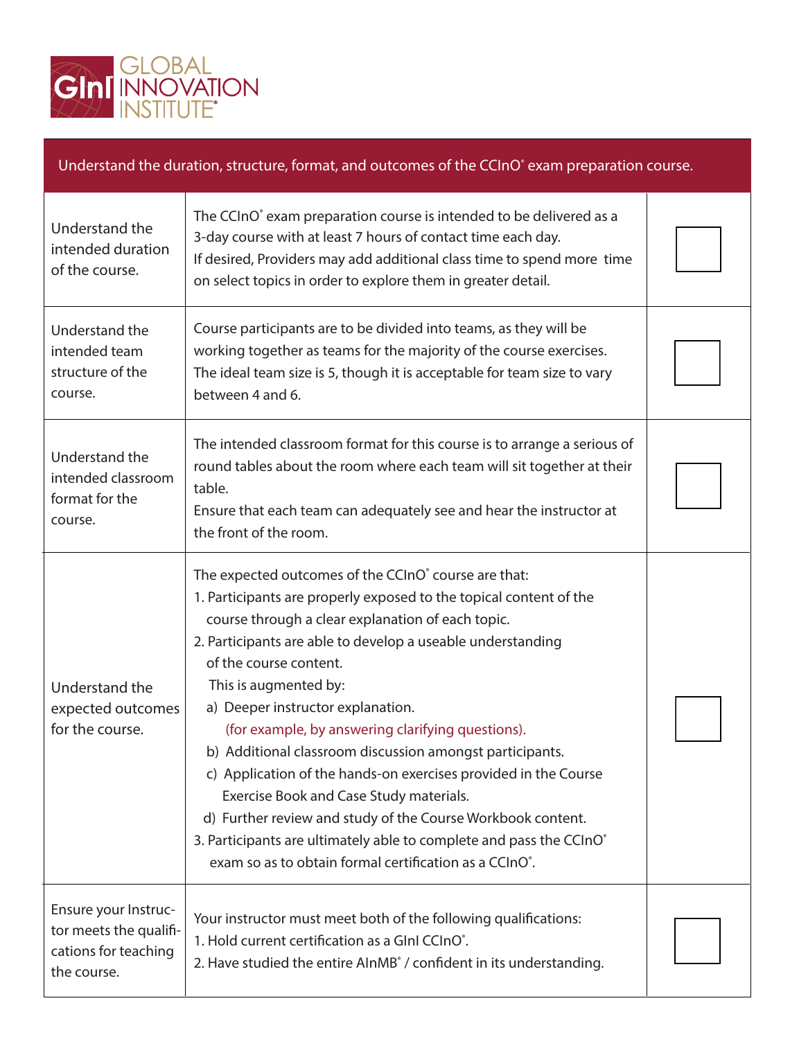| Understand the duration, structure, format, and outcomes of the CCInO® exam preparation course. | | |
|---|---|---|
| Understand the intended duration of the course. | The CCInO® exam preparation course is intended to be delivered as a 3-day course with at least 7 hours of contact time each day.<br>If desired, Providers may add additional class time to spend more time on select topics in order to explore them in greater detail. | ☐ |
| Understand the intended team structure of the course. | Course participants are to be divided into teams, as they will be working together as teams for the majority of the course exercises. The ideal team size is 5, though it is acceptable for team size to vary between 4 and 6. | ☐ |
| Understand the intended classroom format for the course. | The intended classroom format for this course is to arrange a serious of round tables about the room where each team will sit together at their table.<br>Ensure that each team can adequately see and hear the instructor at the front of the room. | ☐ |
| Understand the expected outcomes for the course. | The expected outcomes of the CCInO® course are that:<br>1. Participants are properly exposed to the topical content of the course through a clear explanation of each topic.<br>2. Participants are able to develop a useable understanding of the course content.<br>This is augmented by:<br>a) Deeper instructor explanation.<br>(for example, by answering clarifying questions).<br>b) Additional classroom discussion amongst participants.<br>c) Application of the hands-on exercises provided in the Course Exercise Book and Case Study materials.<br>d) Further review and study of the Course Workbook content.<br>3. Participants are ultimately able to complete and pass the CCInO® exam so as to obtain formal certification as a CCInO®. | ☐ |
| Ensure your Instructor meets the qualifications for teaching the course. | Your instructor must meet both of the following qualifications:<br>1. Hold current certification as a GInI CCInO®.<br>2. Have studied the entire AInMB® / confident in its understanding. | ☐ |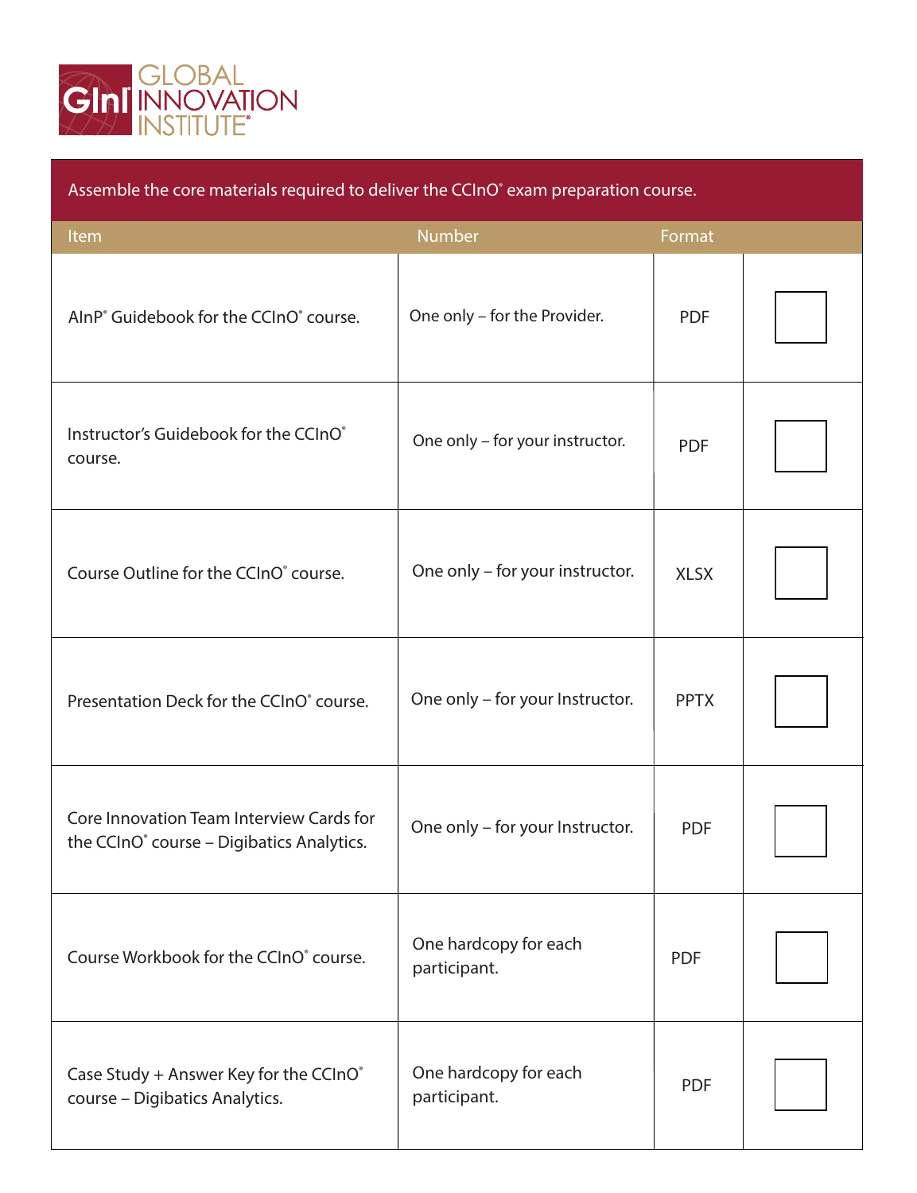GLOBAL INNOVATION INSTITUTE®

Assemble the core materials required to deliver the CCInO® exam preparation course.

| Item | Number | Format | |
|---|---|---|---|
| AInP® Guidebook for the CCInO® course. | One only – for the Provider. | PDF | ☐ |
| Instructor's Guidebook for the CCInO® course. | One only – for your instructor. | PDF | ☐ |
| Course Outline for the CCInO® course. | One only – for your instructor. | XLSX | ☐ |
| Presentation Deck for the CCInO® course. | One only – for your Instructor. | PPTX | ☐ |
| Core Innovation Team Interview Cards for the CCInO® course – Digibatics Analytics. | One only – for your Instructor. | PDF | ☐ |
| Course Workbook for the CCInO® course. | One hardcopy for each participant. | PDF | ☐ |
| Case Study + Answer Key for the CCInO® course – Digibatics Analytics. | One hardcopy for each participant. | PDF | ☐ |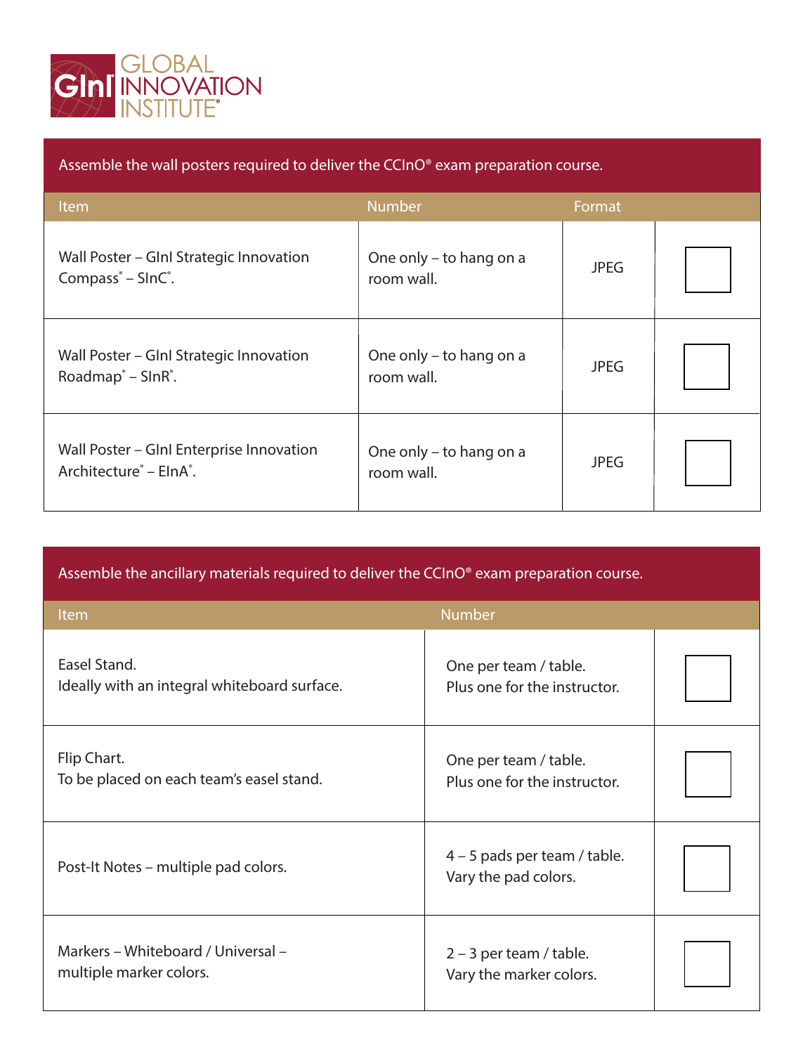GInI GLOBAL INNOVATION INSTITUTE®

| Assemble the wall posters required to deliver the CCInO® exam preparation course. | | | |
|---|---|---|---|
| **Item** | **Number** | **Format** | |
| Wall Poster – GInI Strategic Innovation Compass® – SInC®. | One only – to hang on a room wall. | JPEG | ☐ |
| Wall Poster – GInI Strategic Innovation Roadmap® – SInR®. | One only – to hang on a room wall. | JPEG | ☐ |
| Wall Poster – GInI Enterprise Innovation Architecture® – EInA®. | One only – to hang on a room wall. | JPEG | ☐ |

| Assemble the ancillary materials required to deliver the CCInO® exam preparation course. | | |
|---|---|---|
| **Item** | **Number** | |
| Easel Stand.<br>Ideally with an integral whiteboard surface. | One per team / table.<br>Plus one for the instructor. | ☐ |
| Flip Chart.<br>To be placed on each team's easel stand. | One per team / table.<br>Plus one for the instructor. | ☐ |
| Post-It Notes – multiple pad colors. | 4 – 5 pads per team / table.<br>Vary the pad colors. | ☐ |
| Markers – Whiteboard / Universal – multiple marker colors. | 2 – 3 per team / table.<br>Vary the marker colors. | ☐ |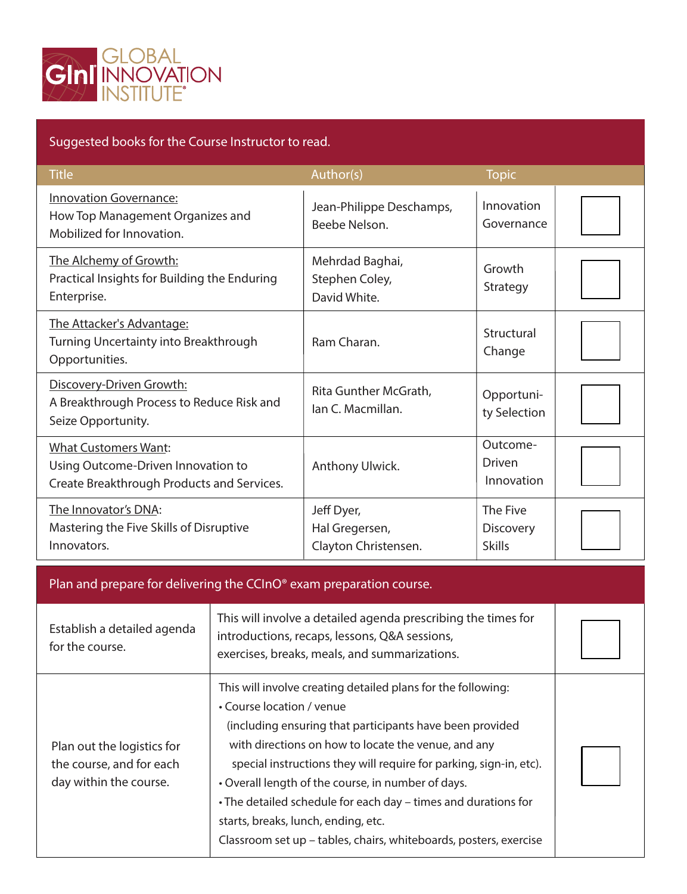**GInI GLOBAL INNOVATION INSTITUTE®**

## Suggested books for the Course Instructor to read.

| Title | Author(s) | Topic | |
|---|---|---|---|
| Innovation Governance: How Top Management Organizes and Mobilized for Innovation. | Jean-Philippe Deschamps, Beebe Nelson. | Innovation Governance | ☐ |
| The Alchemy of Growth: Practical Insights for Building the Enduring Enterprise. | Mehrdad Baghai, Stephen Coley, David White. | Growth Strategy | ☐ |
| The Attacker's Advantage: Turning Uncertainty into Breakthrough Opportunities. | Ram Charan. | Structural Change | ☐ |
| Discovery-Driven Growth: A Breakthrough Process to Reduce Risk and Seize Opportunity. | Rita Gunther McGrath, Ian C. Macmillan. | Opportunity Selection | ☐ |
| What Customers Want: Using Outcome-Driven Innovation to Create Breakthrough Products and Services. | Anthony Ulwick. | Outcome-Driven Innovation | ☐ |
| The Innovator's DNA: Mastering the Five Skills of Disruptive Innovators. | Jeff Dyer, Hal Gregersen, Clayton Christensen. | The Five Discovery Skills | ☐ |

## Plan and prepare for delivering the CCInO® exam preparation course.

| | | |
|---|---|---|
| Establish a detailed agenda for the course. | This will involve a detailed agenda prescribing the times for introductions, recaps, lessons, Q&A sessions, exercises, breaks, meals, and summarizations. | ☐ |
| Plan out the logistics for the course, and for each day within the course. | This will involve creating detailed plans for the following:<br>• Course location / venue (including ensuring that participants have been provided with directions on how to locate the venue, and any special instructions they will require for parking, sign-in, etc).<br>• Overall length of the course, in number of days.<br>• The detailed schedule for each day – times and durations for starts, breaks, lunch, ending, etc.<br>Classroom set up – tables, chairs, whiteboards, posters, exercise | ☐ |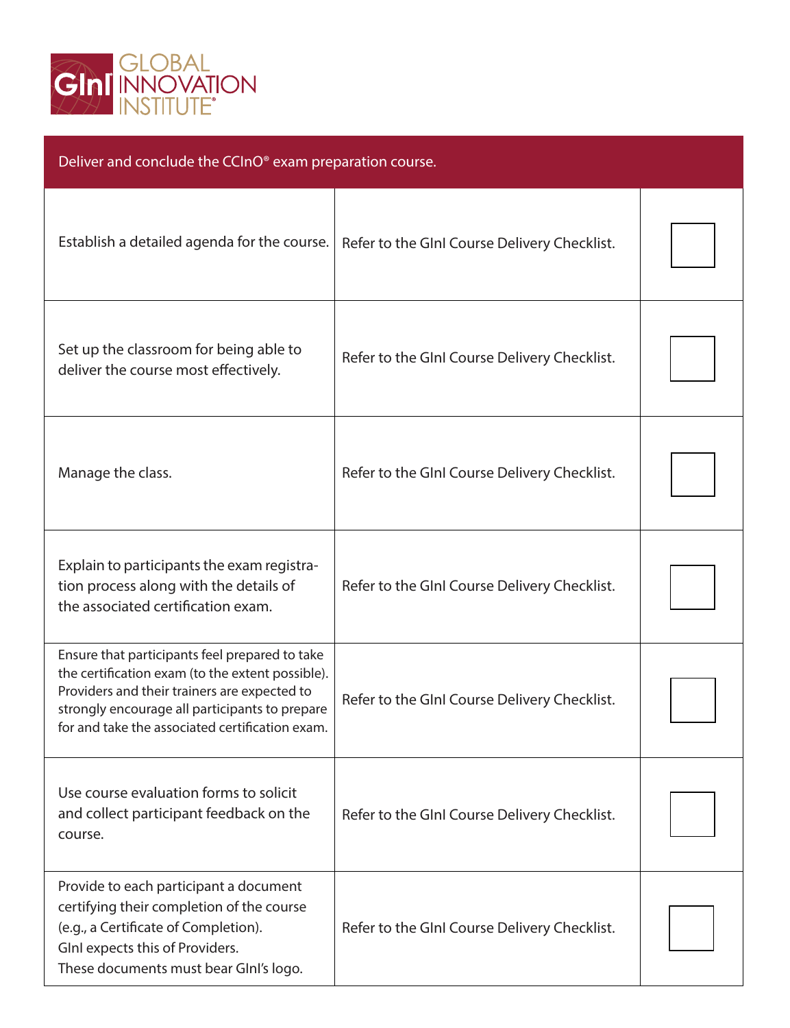| Deliver and conclude the CCInO® exam preparation course. | | |
|---|---|---|
| Establish a detailed agenda for the course. | Refer to the GInI Course Delivery Checklist. | ☐ |
| Set up the classroom for being able to deliver the course most effectively. | Refer to the GInI Course Delivery Checklist. | ☐ |
| Manage the class. | Refer to the GInI Course Delivery Checklist. | ☐ |
| Explain to participants the exam registration process along with the details of the associated certification exam. | Refer to the GInI Course Delivery Checklist. | ☐ |
| Ensure that participants feel prepared to take the certification exam (to the extent possible). Providers and their trainers are expected to strongly encourage all participants to prepare for and take the associated certification exam. | Refer to the GInI Course Delivery Checklist. | ☐ |
| Use course evaluation forms to solicit and collect participant feedback on the course. | Refer to the GInI Course Delivery Checklist. | ☐ |
| Provide to each participant a document certifying their completion of the course (e.g., a Certificate of Completion). GInI expects this of Providers. These documents must bear GInI's logo. | Refer to the GInI Course Delivery Checklist. | ☐ |